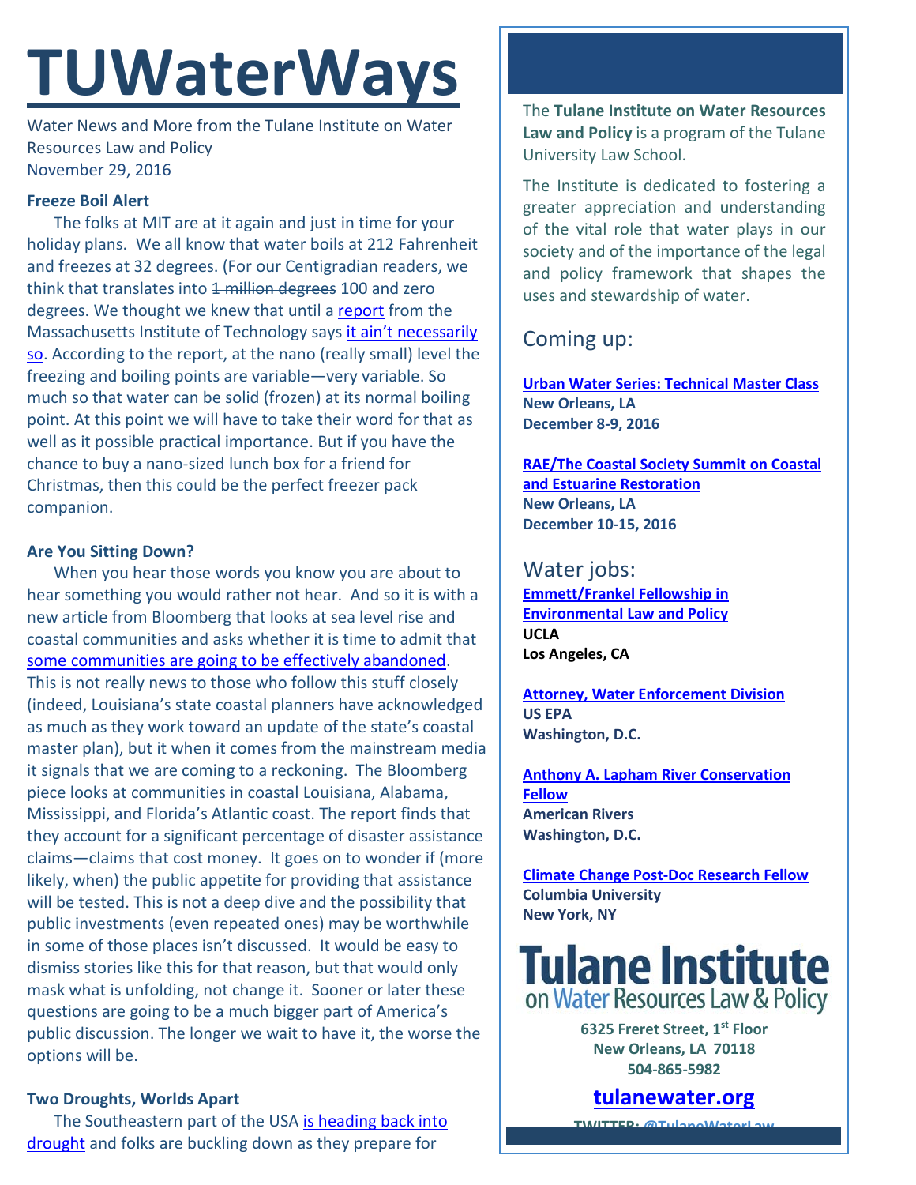# TUWaterWays

Water News and More from the Tulane Institute on Water Resources Law and Policy
November 29, 2016

**Freeze Boil Alert**

The folks at MIT are at it again and just in time for your holiday plans. We all know that water boils at 212 Fahrenheit and freezes at 32 degrees. (For our Centigradian readers, we think that translates into ~~1 million degrees~~ 100 and zero degrees. We thought we knew that until a report from the Massachusetts Institute of Technology says it ain't necessarily so. According to the report, at the nano (really small) level the freezing and boiling points are variable—very variable. So much so that water can be solid (frozen) at its normal boiling point. At this point we will have to take their word for that as well as it possible practical importance. But if you have the chance to buy a nano-sized lunch box for a friend for Christmas, then this could be the perfect freezer pack companion.

**Are You Sitting Down?**

When you hear those words you know you are about to hear something you would rather not hear. And so it is with a new article from Bloomberg that looks at sea level rise and coastal communities and asks whether it is time to admit that some communities are going to be effectively abandoned. This is not really news to those who follow this stuff closely (indeed, Louisiana's state coastal planners have acknowledged as much as they work toward an update of the state's coastal master plan), but it when it comes from the mainstream media it signals that we are coming to a reckoning. The Bloomberg piece looks at communities in coastal Louisiana, Alabama, Mississippi, and Florida's Atlantic coast. The report finds that they account for a significant percentage of disaster assistance claims—claims that cost money. It goes on to wonder if (more likely, when) the public appetite for providing that assistance will be tested. This is not a deep dive and the possibility that public investments (even repeated ones) may be worthwhile in some of those places isn't discussed. It would be easy to dismiss stories like this for that reason, but that would only mask what is unfolding, not change it. Sooner or later these questions are going to be a much bigger part of America's public discussion. The longer we wait to have it, the worse the options will be.

**Two Droughts, Worlds Apart**

The Southeastern part of the USA is heading back into drought and folks are buckling down as they prepare for

---

The **Tulane Institute on Water Resources Law and Policy** is a program of the Tulane University Law School.

The Institute is dedicated to fostering a greater appreciation and understanding of the vital role that water plays in our society and of the importance of the legal and policy framework that shapes the uses and stewardship of water.

## Coming up:

**Urban Water Series: Technical Master Class**
**New Orleans, LA**
**December 8-9, 2016**

**RAE/The Coastal Society Summit on Coastal and Estuarine Restoration**
**New Orleans, LA**
**December 10-15, 2016**

## Water jobs:

**Emmett/Frankel Fellowship in Environmental Law and Policy**
**UCLA**
**Los Angeles, CA**

**Attorney, Water Enforcement Division**
**US EPA**
**Washington, D.C.**

**Anthony A. Lapham River Conservation Fellow**
**American Rivers**
**Washington, D.C.**

**Climate Change Post-Doc Research Fellow**
**Columbia University**
**New York, NY**

**Tulane Institute on Water Resources Law & Policy**

**6325 Freret Street, 1st Floor**
**New Orleans, LA 70118**
**504-865-5982**

**tulanewater.org**

**TWITTER: @TulaneWaterLaw**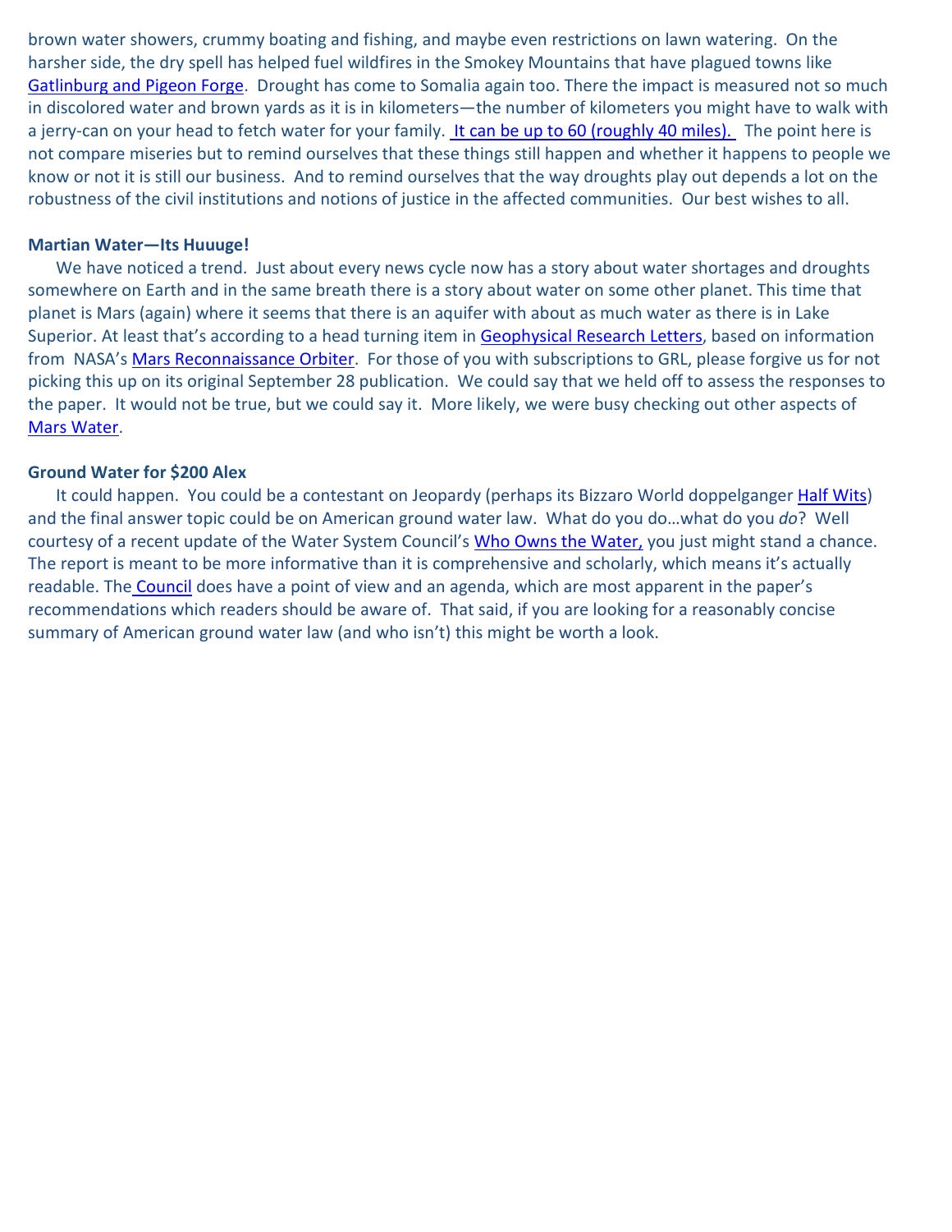brown water showers, crummy boating and fishing, and maybe even restrictions on lawn watering. On the harsher side, the dry spell has helped fuel wildfires in the Smokey Mountains that have plagued towns like Gatlinburg and Pigeon Forge. Drought has come to Somalia again too. There the impact is measured not so much in discolored water and brown yards as it is in kilometers—the number of kilometers you might have to walk with a jerry-can on your head to fetch water for your family. It can be up to 60 (roughly 40 miles). The point here is not compare miseries but to remind ourselves that these things still happen and whether it happens to people we know or not it is still our business. And to remind ourselves that the way droughts play out depends a lot on the robustness of the civil institutions and notions of justice in the affected communities. Our best wishes to all.

**Martian Water—Its Huuuge!**

We have noticed a trend. Just about every news cycle now has a story about water shortages and droughts somewhere on Earth and in the same breath there is a story about water on some other planet. This time that planet is Mars (again) where it seems that there is an aquifer with about as much water as there is in Lake Superior. At least that's according to a head turning item in Geophysical Research Letters, based on information from NASA's Mars Reconnaissance Orbiter. For those of you with subscriptions to GRL, please forgive us for not picking this up on its original September 28 publication. We could say that we held off to assess the responses to the paper. It would not be true, but we could say it. More likely, we were busy checking out other aspects of Mars Water.

**Ground Water for $200 Alex**

It could happen. You could be a contestant on Jeopardy (perhaps its Bizzaro World doppelganger Half Wits) and the final answer topic could be on American ground water law. What do you do…what do you *do*? Well courtesy of a recent update of the Water System Council's Who Owns the Water, you just might stand a chance. The report is meant to be more informative than it is comprehensive and scholarly, which means it's actually readable. The Council does have a point of view and an agenda, which are most apparent in the paper's recommendations which readers should be aware of. That said, if you are looking for a reasonably concise summary of American ground water law (and who isn't) this might be worth a look.